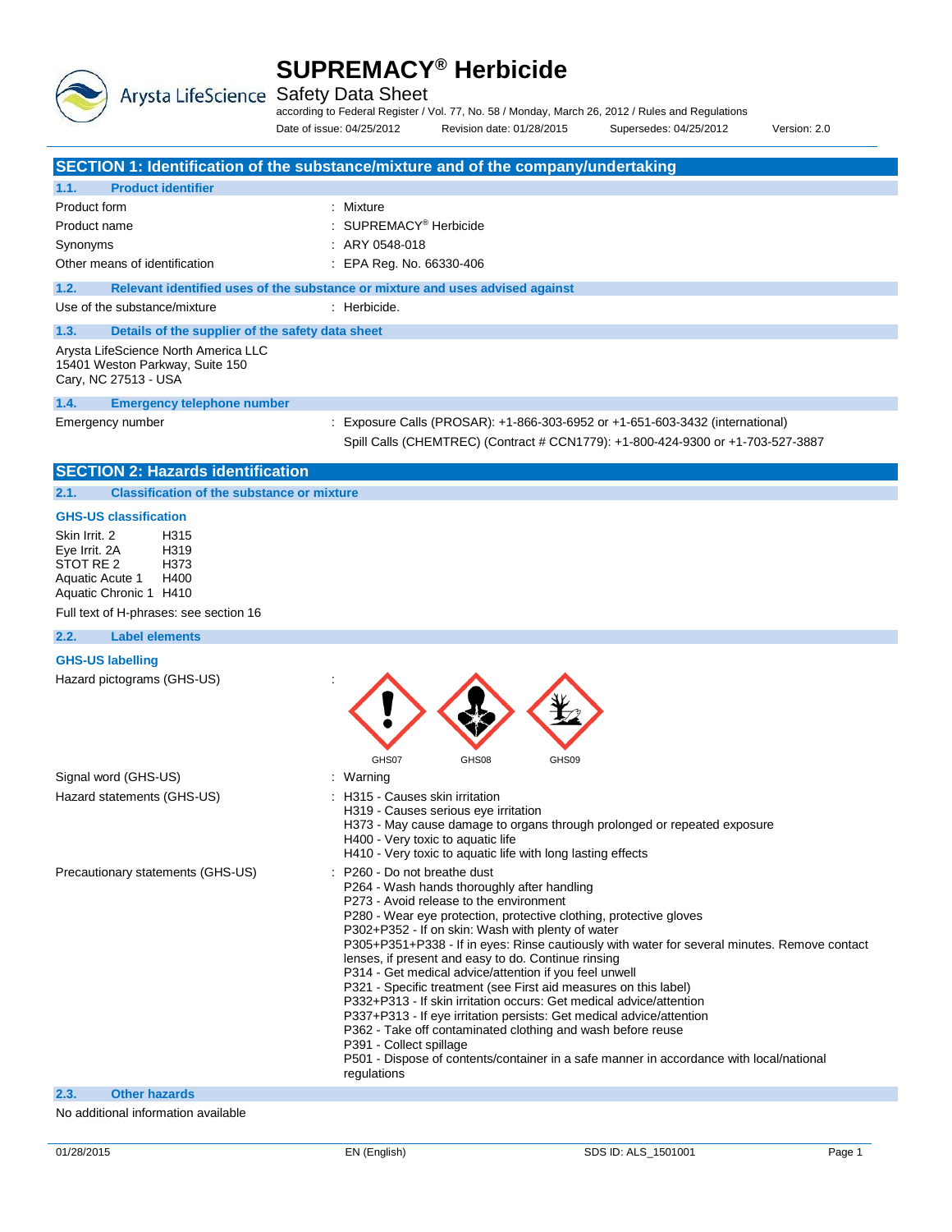# SUPREMACY® Herbicide

Arysta LifeScience

Safety Data Sheet

according to Federal Register / Vol. 77, No. 58 / Monday, March 26, 2012 / Rules and Regulations

Date of issue: 04/25/2012 Revision date: 01/28/2015 Supersedes: 04/25/2012 Version: 2.0

## SECTION 1: Identification of the substance/mixture and of the company/undertaking

### 1.1. Product identifier

| | |
|---|---|
| Product form | : Mixture |
| Product name | : SUPREMACY® Herbicide |
| Synonyms | : ARY 0548-018 |
| Other means of identification | : EPA Reg. No. 66330-406 |

### 1.2. Relevant identified uses of the substance or mixture and uses advised against

| | |
|---|---|
| Use of the substance/mixture | : Herbicide. |

### 1.3. Details of the supplier of the safety data sheet

Arysta LifeScience North America LLC
15401 Weston Parkway, Suite 150
Cary, NC 27513 - USA

### 1.4. Emergency telephone number

Emergency number : Exposure Calls (PROSAR): +1-866-303-6952 or +1-651-603-3432 (international)
Spill Calls (CHEMTREC) (Contract # CCN1779): +1-800-424-9300 or +1-703-527-3887

## SECTION 2: Hazards identification

### 2.1. Classification of the substance or mixture

**GHS-US classification**

| | |
|---|---|
| Skin Irrit. 2 | H315 |
| Eye Irrit. 2A | H319 |
| STOT RE 2 | H373 |
| Aquatic Acute 1 | H400 |
| Aquatic Chronic 1 | H410 |

Full text of H-phrases: see section 16

### 2.2. Label elements

**GHS-US labelling**

Hazard pictograms (GHS-US) :

GHS07 GHS08 GHS09

Signal word (GHS-US) : Warning

Hazard statements (GHS-US) :
- H315 - Causes skin irritation
- H319 - Causes serious eye irritation
- H373 - May cause damage to organs through prolonged or repeated exposure
- H400 - Very toxic to aquatic life
- H410 - Very toxic to aquatic life with long lasting effects

Precautionary statements (GHS-US) :
- P260 - Do not breathe dust
- P264 - Wash hands thoroughly after handling
- P273 - Avoid release to the environment
- P280 - Wear eye protection, protective clothing, protective gloves
- P302+P352 - If on skin: Wash with plenty of water
- P305+P351+P338 - If in eyes: Rinse cautiously with water for several minutes. Remove contact lenses, if present and easy to do. Continue rinsing
- P314 - Get medical advice/attention if you feel unwell
- P321 - Specific treatment (see First aid measures on this label)
- P332+P313 - If skin irritation occurs: Get medical advice/attention
- P337+P313 - If eye irritation persists: Get medical advice/attention
- P362 - Take off contaminated clothing and wash before reuse
- P391 - Collect spillage
- P501 - Dispose of contents/container in a safe manner in accordance with local/national regulations

### 2.3. Other hazards

No additional information available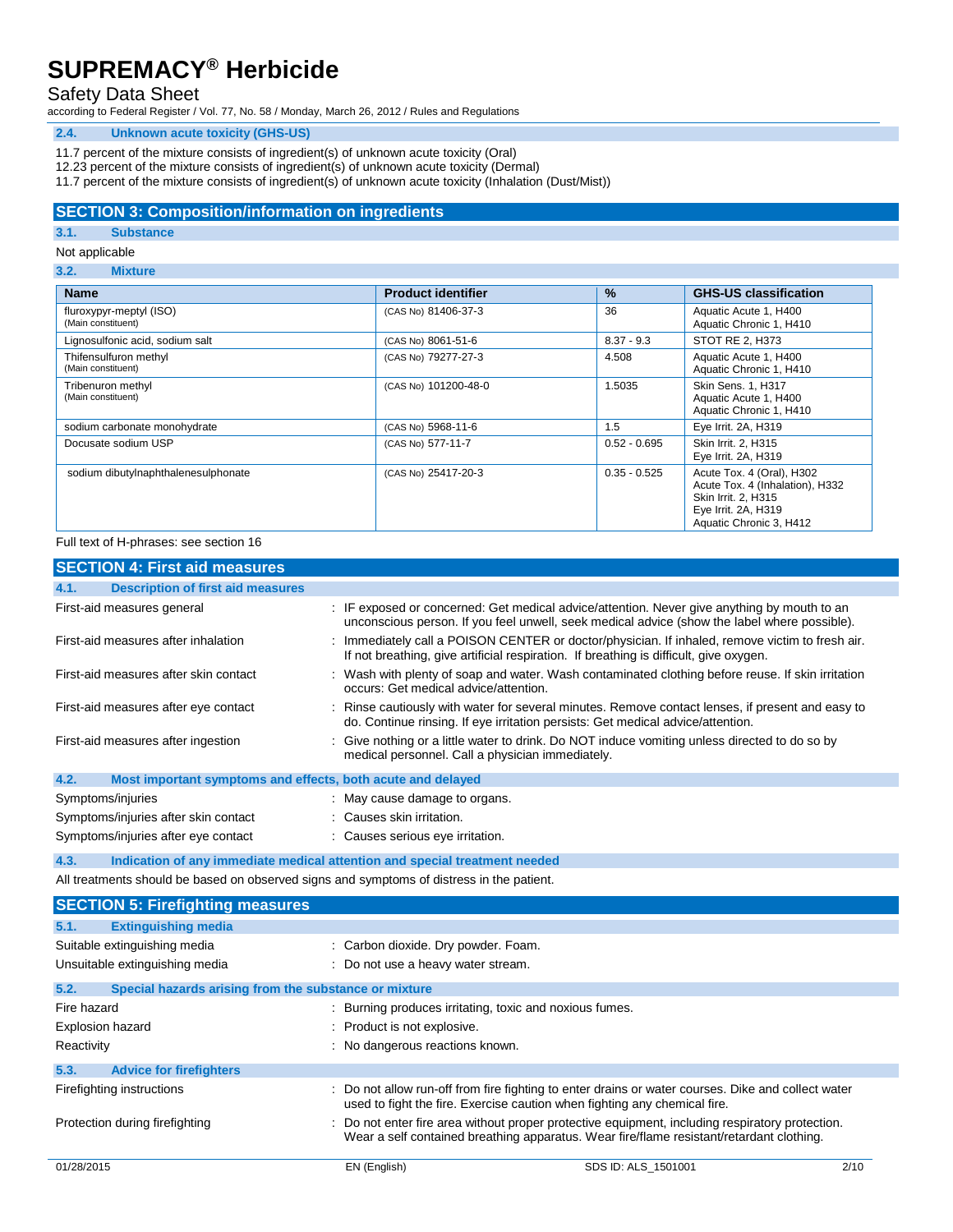### 2.4. Unknown acute toxicity (GHS-US)

11.7 percent of the mixture consists of ingredient(s) of unknown acute toxicity (Oral)
12.23 percent of the mixture consists of ingredient(s) of unknown acute toxicity (Dermal)
11.7 percent of the mixture consists of ingredient(s) of unknown acute toxicity (Inhalation (Dust/Mist))

## SECTION 3: Composition/information on ingredients

### 3.1. Substance

Not applicable

### 3.2. Mixture

| Name | Product identifier | % | GHS-US classification |
|---|---|---|---|
| fluroxypyr-meptyl (ISO)<br>(Main constituent) | (CAS No) 81406-37-3 | 36 | Aquatic Acute 1, H400<br>Aquatic Chronic 1, H410 |
| Lignosulfonic acid, sodium salt | (CAS No) 8061-51-6 | 8.37 - 9.3 | STOT RE 2, H373 |
| Thifensulfuron methyl<br>(Main constituent) | (CAS No) 79277-27-3 | 4.508 | Aquatic Acute 1, H400<br>Aquatic Chronic 1, H410 |
| Tribenuron methyl<br>(Main constituent) | (CAS No) 101200-48-0 | 1.5035 | Skin Sens. 1, H317<br>Aquatic Acute 1, H400<br>Aquatic Chronic 1, H410 |
| sodium carbonate monohydrate | (CAS No) 5968-11-6 | 1.5 | Eye Irrit. 2A, H319 |
| Docusate sodium USP | (CAS No) 577-11-7 | 0.52 - 0.695 | Skin Irrit. 2, H315<br>Eye Irrit. 2A, H319 |
| sodium dibutylnaphthalenesulphonate | (CAS No) 25417-20-3 | 0.35 - 0.525 | Acute Tox. 4 (Oral), H302<br>Acute Tox. 4 (Inhalation), H332<br>Skin Irrit. 2, H315<br>Eye Irrit. 2A, H319<br>Aquatic Chronic 3, H412 |

Full text of H-phrases: see section 16

## SECTION 4: First aid measures

### 4.1. Description of first aid measures

First-aid measures general : IF exposed or concerned: Get medical advice/attention. Never give anything by mouth to an unconscious person. If you feel unwell, seek medical advice (show the label where possible).

First-aid measures after inhalation : Immediately call a POISON CENTER or doctor/physician. If inhaled, remove victim to fresh air. If not breathing, give artificial respiration. If breathing is difficult, give oxygen.

First-aid measures after skin contact : Wash with plenty of soap and water. Wash contaminated clothing before reuse. If skin irritation occurs: Get medical advice/attention.

First-aid measures after eye contact : Rinse cautiously with water for several minutes. Remove contact lenses, if present and easy to do. Continue rinsing. If eye irritation persists: Get medical advice/attention.

First-aid measures after ingestion : Give nothing or a little water to drink. Do NOT induce vomiting unless directed to do so by medical personnel. Call a physician immediately.

### 4.2. Most important symptoms and effects, both acute and delayed

Symptoms/injuries : May cause damage to organs.

Symptoms/injuries after skin contact : Causes skin irritation.

Symptoms/injuries after eye contact : Causes serious eye irritation.

### 4.3. Indication of any immediate medical attention and special treatment needed

All treatments should be based on observed signs and symptoms of distress in the patient.

## SECTION 5: Firefighting measures

### 5.1. Extinguishing media

Suitable extinguishing media : Carbon dioxide. Dry powder. Foam.

Unsuitable extinguishing media : Do not use a heavy water stream.

### 5.2. Special hazards arising from the substance or mixture

Fire hazard : Burning produces irritating, toxic and noxious fumes.

Explosion hazard : Product is not explosive.

Reactivity : No dangerous reactions known.

### 5.3. Advice for firefighters

Firefighting instructions : Do not allow run-off from fire fighting to enter drains or water courses. Dike and collect water used to fight the fire. Exercise caution when fighting any chemical fire.

Protection during firefighting : Do not enter fire area without proper protective equipment, including respiratory protection. Wear a self contained breathing apparatus. Wear fire/flame resistant/retardant clothing.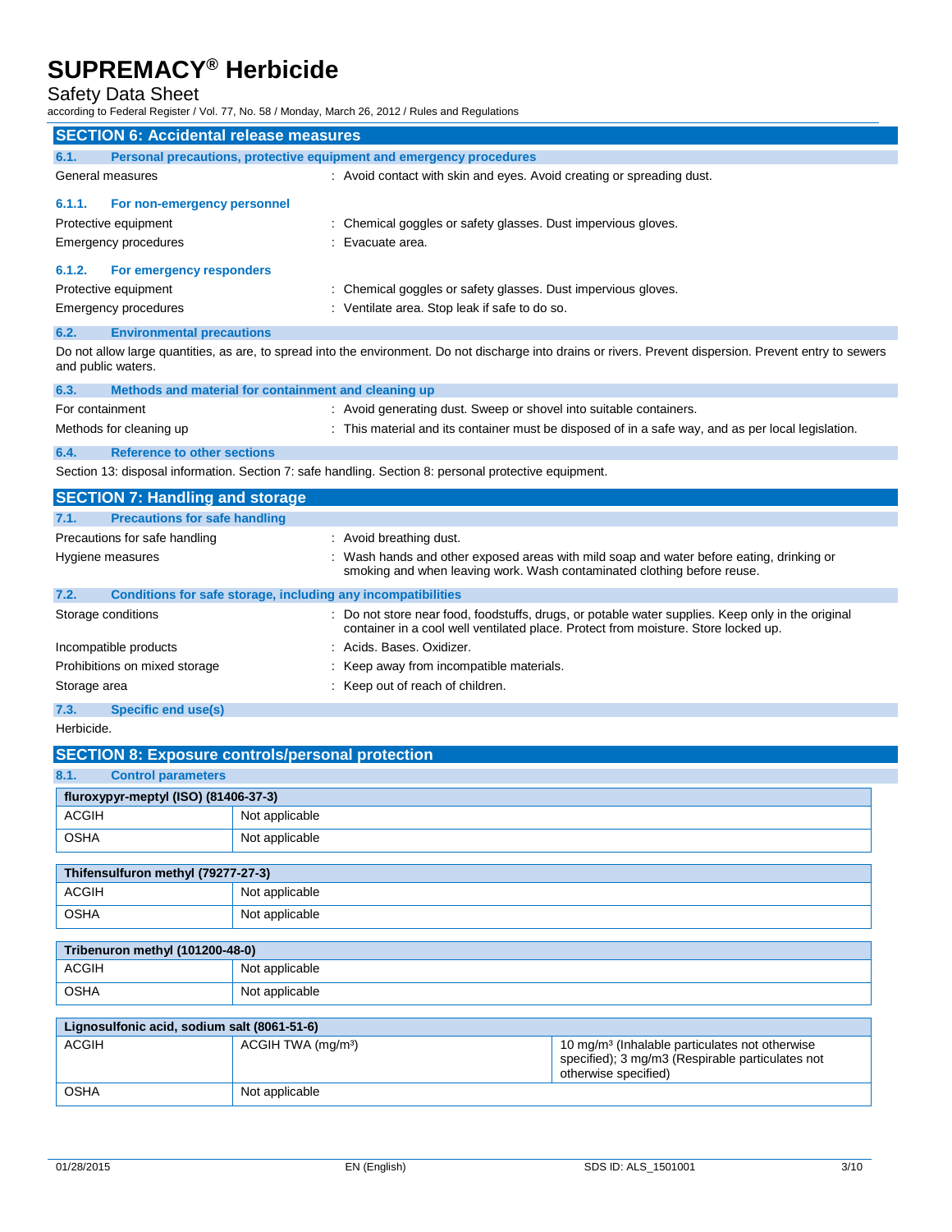## SECTION 6: Accidental release measures

### 6.1. Personal precautions, protective equipment and emergency procedures

General measures : Avoid contact with skin and eyes. Avoid creating or spreading dust.

#### 6.1.1. For non-emergency personnel

Protective equipment : Chemical goggles or safety glasses. Dust impervious gloves.

Emergency procedures : Evacuate area.

#### 6.1.2. For emergency responders

Protective equipment : Chemical goggles or safety glasses. Dust impervious gloves.

Emergency procedures : Ventilate area. Stop leak if safe to do so.

### 6.2. Environmental precautions

Do not allow large quantities, as are, to spread into the environment. Do not discharge into drains or rivers. Prevent dispersion. Prevent entry to sewers and public waters.

### 6.3. Methods and material for containment and cleaning up

For containment : Avoid generating dust. Sweep or shovel into suitable containers.

Methods for cleaning up : This material and its container must be disposed of in a safe way, and as per local legislation.

### 6.4. Reference to other sections

Section 13: disposal information. Section 7: safe handling. Section 8: personal protective equipment.

## SECTION 7: Handling and storage

### 7.1. Precautions for safe handling

Precautions for safe handling : Avoid breathing dust.

Hygiene measures : Wash hands and other exposed areas with mild soap and water before eating, drinking or smoking and when leaving work. Wash contaminated clothing before reuse.

### 7.2. Conditions for safe storage, including any incompatibilities

Storage conditions : Do not store near food, foodstuffs, drugs, or potable water supplies. Keep only in the original container in a cool well ventilated place. Protect from moisture. Store locked up.

Incompatible products : Acids. Bases. Oxidizer.

Prohibitions on mixed storage : Keep away from incompatible materials.

Storage area : Keep out of reach of children.

### 7.3. Specific end use(s)

Herbicide.

## SECTION 8: Exposure controls/personal protection

### 8.1. Control parameters

| fluroxypyr-meptyl (ISO) (81406-37-3) | |
|---|---|
| ACGIH | Not applicable |
| OSHA | Not applicable |

| Thifensulfuron methyl (79277-27-3) | |
|---|---|
| ACGIH | Not applicable |
| OSHA | Not applicable |

| Tribenuron methyl (101200-48-0) | |
|---|---|
| ACGIH | Not applicable |
| OSHA | Not applicable |

| Lignosulfonic acid, sodium salt (8061-51-6) | | |
|---|---|---|
| ACGIH | ACGIH TWA (mg/m³) | 10 mg/m³ (Inhalable particulates not otherwise specified); 3 mg/m3 (Respirable particulates not otherwise specified) |
| OSHA | Not applicable | |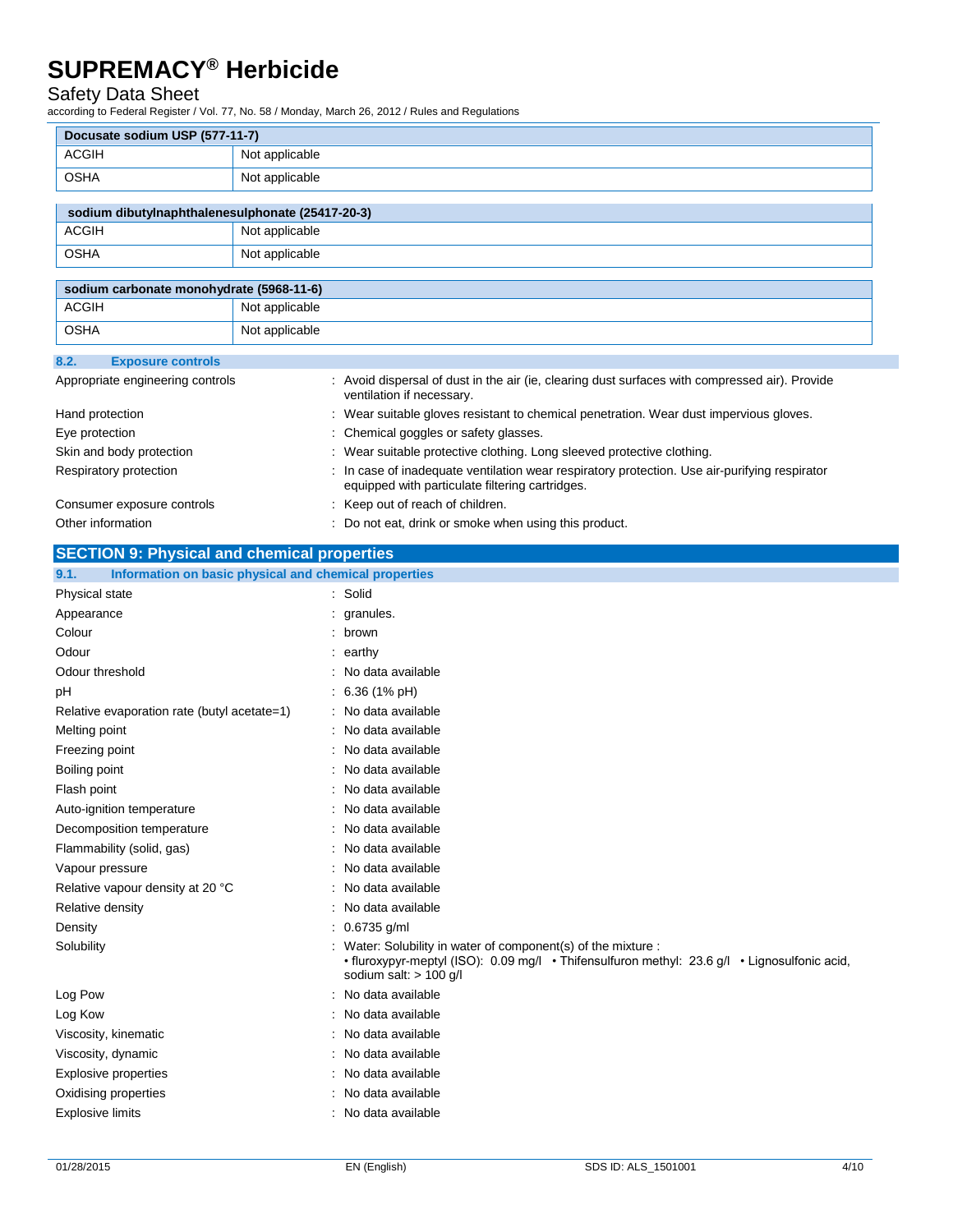| Docusate sodium USP (577-11-7) | |
|---|---|
| ACGIH | Not applicable |
| OSHA | Not applicable |

| sodium dibutylnaphthalenesulphonate (25417-20-3) | |
|---|---|
| ACGIH | Not applicable |
| OSHA | Not applicable |

| sodium carbonate monohydrate (5968-11-6) | |
|---|---|
| ACGIH | Not applicable |
| OSHA | Not applicable |

### 8.2. Exposure controls

| | |
|---|---|
| Appropriate engineering controls | : Avoid dispersal of dust in the air (ie, clearing dust surfaces with compressed air). Provide ventilation if necessary. |
| Hand protection | : Wear suitable gloves resistant to chemical penetration. Wear dust impervious gloves. |
| Eye protection | : Chemical goggles or safety glasses. |
| Skin and body protection | : Wear suitable protective clothing. Long sleeved protective clothing. |
| Respiratory protection | : In case of inadequate ventilation wear respiratory protection. Use air-purifying respirator equipped with particulate filtering cartridges. |
| Consumer exposure controls | : Keep out of reach of children. |
| Other information | : Do not eat, drink or smoke when using this product. |

## SECTION 9: Physical and chemical properties

### 9.1. Information on basic physical and chemical properties

| | |
|---|---|
| Physical state | : Solid |
| Appearance | : granules. |
| Colour | : brown |
| Odour | : earthy |
| Odour threshold | : No data available |
| pH | : 6.36 (1% pH) |
| Relative evaporation rate (butyl acetate=1) | : No data available |
| Melting point | : No data available |
| Freezing point | : No data available |
| Boiling point | : No data available |
| Flash point | : No data available |
| Auto-ignition temperature | : No data available |
| Decomposition temperature | : No data available |
| Flammability (solid, gas) | : No data available |
| Vapour pressure | : No data available |
| Relative vapour density at 20 °C | : No data available |
| Relative density | : No data available |
| Density | : 0.6735 g/ml |
| Solubility | : Water: Solubility in water of component(s) of the mixture : • fluroxypyr-meptyl (ISO): 0.09 mg/l • Thifensulfuron methyl: 23.6 g/l • Lignosulfonic acid, sodium salt: > 100 g/l |
| Log Pow | : No data available |
| Log Kow | : No data available |
| Viscosity, kinematic | : No data available |
| Viscosity, dynamic | : No data available |
| Explosive properties | : No data available |
| Oxidising properties | : No data available |
| Explosive limits | : No data available |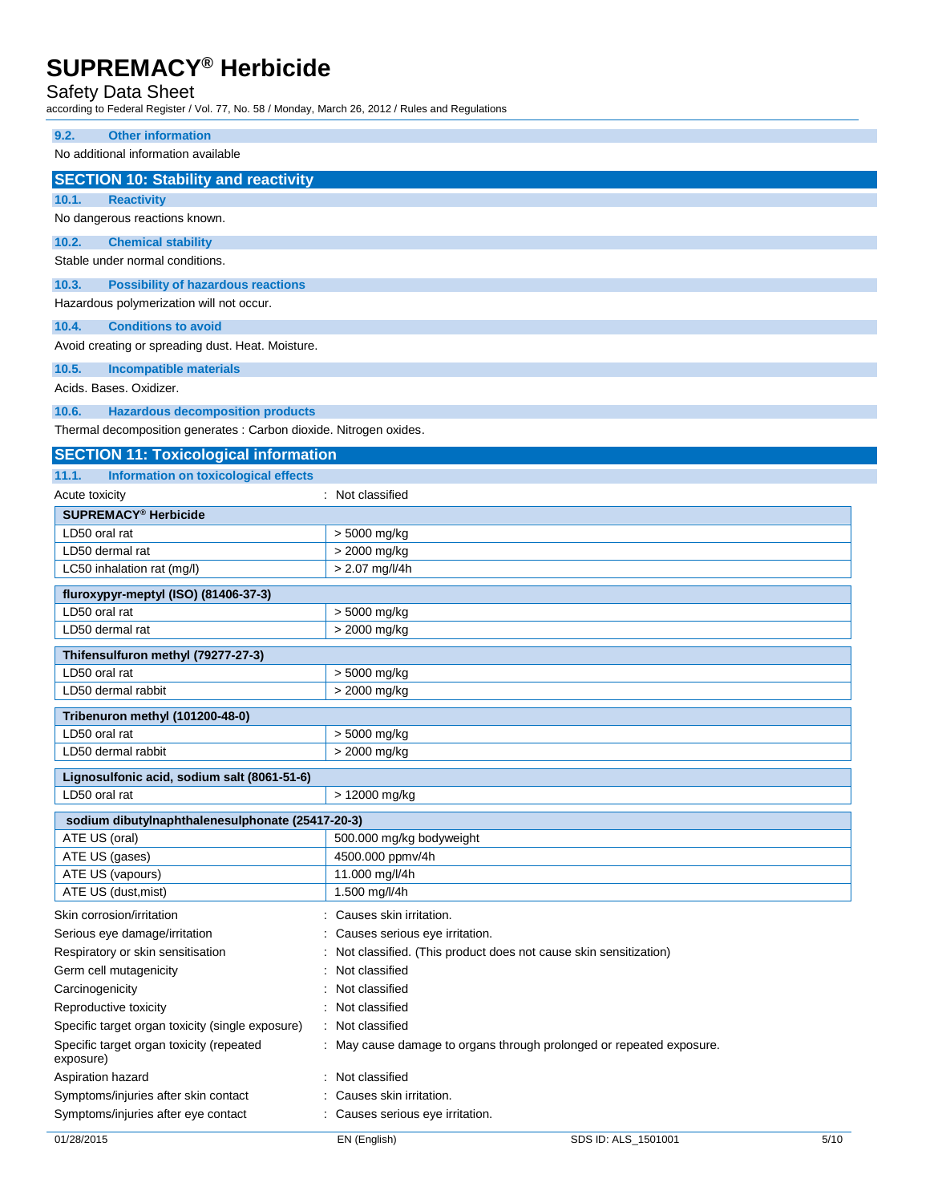### 9.2. Other information

No additional information available

## SECTION 10: Stability and reactivity

### 10.1. Reactivity

No dangerous reactions known.

### 10.2. Chemical stability

Stable under normal conditions.

### 10.3. Possibility of hazardous reactions

Hazardous polymerization will not occur.

### 10.4. Conditions to avoid

Avoid creating or spreading dust. Heat. Moisture.

### 10.5. Incompatible materials

Acids. Bases. Oxidizer.

### 10.6. Hazardous decomposition products

Thermal decomposition generates : Carbon dioxide. Nitrogen oxides.

## SECTION 11: Toxicological information

### 11.1. Information on toxicological effects

Acute toxicity : Not classified

| SUPREMACY® Herbicide | |
|---|---|
| LD50 oral rat | > 5000 mg/kg |
| LD50 dermal rat | > 2000 mg/kg |
| LC50 inhalation rat (mg/l) | > 2.07 mg/l/4h |

| fluroxypyr-meptyl (ISO) (81406-37-3) | |
|---|---|
| LD50 oral rat | > 5000 mg/kg |
| LD50 dermal rat | > 2000 mg/kg |

| Thifensulfuron methyl (79277-27-3) | |
|---|---|
| LD50 oral rat | > 5000 mg/kg |
| LD50 dermal rabbit | > 2000 mg/kg |

| Tribenuron methyl (101200-48-0) | |
|---|---|
| LD50 oral rat | > 5000 mg/kg |
| LD50 dermal rabbit | > 2000 mg/kg |

| Lignosulfonic acid, sodium salt (8061-51-6) | |
|---|---|
| LD50 oral rat | > 12000 mg/kg |

| sodium dibutylnaphthalenesulphonate (25417-20-3) | |
|---|---|
| ATE US (oral) | 500.000 mg/kg bodyweight |
| ATE US (gases) | 4500.000 ppmv/4h |
| ATE US (vapours) | 11.000 mg/l/4h |
| ATE US (dust,mist) | 1.500 mg/l/4h |

Skin corrosion/irritation : Causes skin irritation.

Serious eye damage/irritation : Causes serious eye irritation.

Respiratory or skin sensitisation : Not classified. (This product does not cause skin sensitization)

Germ cell mutagenicity : Not classified

Carcinogenicity : Not classified

Reproductive toxicity : Not classified

Specific target organ toxicity (single exposure) : Not classified

Specific target organ toxicity (repeated exposure) : May cause damage to organs through prolonged or repeated exposure.

Aspiration hazard : Not classified

Symptoms/injuries after skin contact : Causes skin irritation.

Symptoms/injuries after eye contact : Causes serious eye irritation.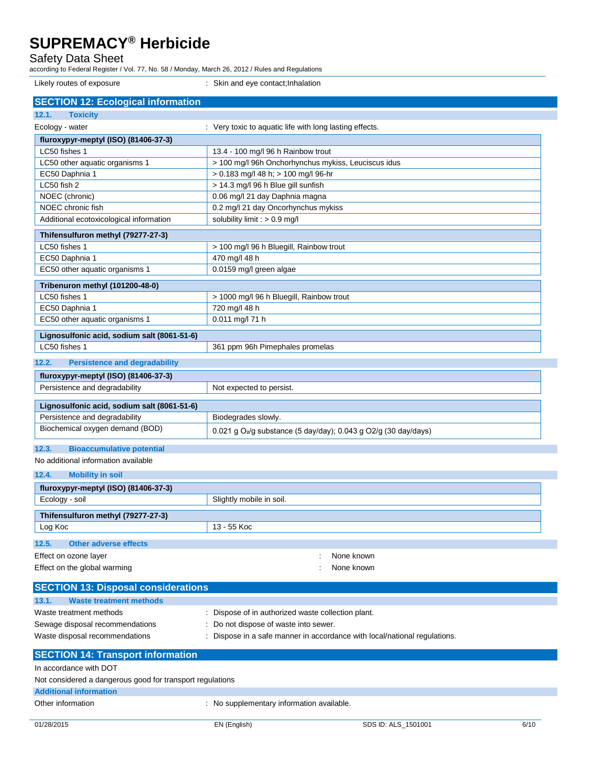Likely routes of exposure : Skin and eye contact;Inhalation

## SECTION 12: Ecological information

### 12.1. Toxicity

Ecology - water : Very toxic to aquatic life with long lasting effects.

| fluroxypyr-meptyl (ISO) (81406-37-3) | |
|---|---|
| LC50 fishes 1 | 13.4 - 100 mg/l 96 h Rainbow trout |
| LC50 other aquatic organisms 1 | > 100 mg/l 96h Onchorhynchus mykiss, Leuciscus idus |
| EC50 Daphnia 1 | > 0.183 mg/l 48 h; > 100 mg/l 96-hr |
| LC50 fish 2 | > 14.3 mg/l 96 h Blue gill sunfish |
| NOEC (chronic) | 0.06 mg/l 21 day Daphnia magna |
| NOEC chronic fish | 0.2 mg/l 21 day Oncorhynchus mykiss |
| Additional ecotoxicological information | solubility limit : > 0.9 mg/l |

| Thifensulfuron methyl (79277-27-3) | |
|---|---|
| LC50 fishes 1 | > 100 mg/l 96 h Bluegill, Rainbow trout |
| EC50 Daphnia 1 | 470 mg/l 48 h |
| EC50 other aquatic organisms 1 | 0.0159 mg/l green algae |

| Tribenuron methyl (101200-48-0) | |
|---|---|
| LC50 fishes 1 | > 1000 mg/l 96 h Bluegill, Rainbow trout |
| EC50 Daphnia 1 | 720 mg/l 48 h |
| EC50 other aquatic organisms 1 | 0.011 mg/l 71 h |

| Lignosulfonic acid, sodium salt (8061-51-6) | |
|---|---|
| LC50 fishes 1 | 361 ppm 96h Pimephales promelas |

### 12.2. Persistence and degradability

| fluroxypyr-meptyl (ISO) (81406-37-3) | |
|---|---|
| Persistence and degradability | Not expected to persist. |

| Lignosulfonic acid, sodium salt (8061-51-6) | |
|---|---|
| Persistence and degradability | Biodegrades slowly. |
| Biochemical oxygen demand (BOD) | 0.021 g $O_2$/g substance (5 day/day); 0.043 g O2/g (30 day/days) |

### 12.3. Bioaccumulative potential

No additional information available

### 12.4. Mobility in soil

| fluroxypyr-meptyl (ISO) (81406-37-3) | |
|---|---|
| Ecology - soil | Slightly mobile in soil. |

| Thifensulfuron methyl (79277-27-3) | |
|---|---|
| Log Koc | 13 - 55 Koc |

### 12.5. Other adverse effects

Effect on ozone layer : None known

Effect on the global warming : None known

## SECTION 13: Disposal considerations

### 13.1. Waste treatment methods

Waste treatment methods : Dispose of in authorized waste collection plant.

Sewage disposal recommendations : Do not dispose of waste into sewer.

Waste disposal recommendations : Dispose in a safe manner in accordance with local/national regulations.

## SECTION 14: Transport information

In accordance with DOT

Not considered a dangerous good for transport regulations

### Additional information

Other information : No supplementary information available.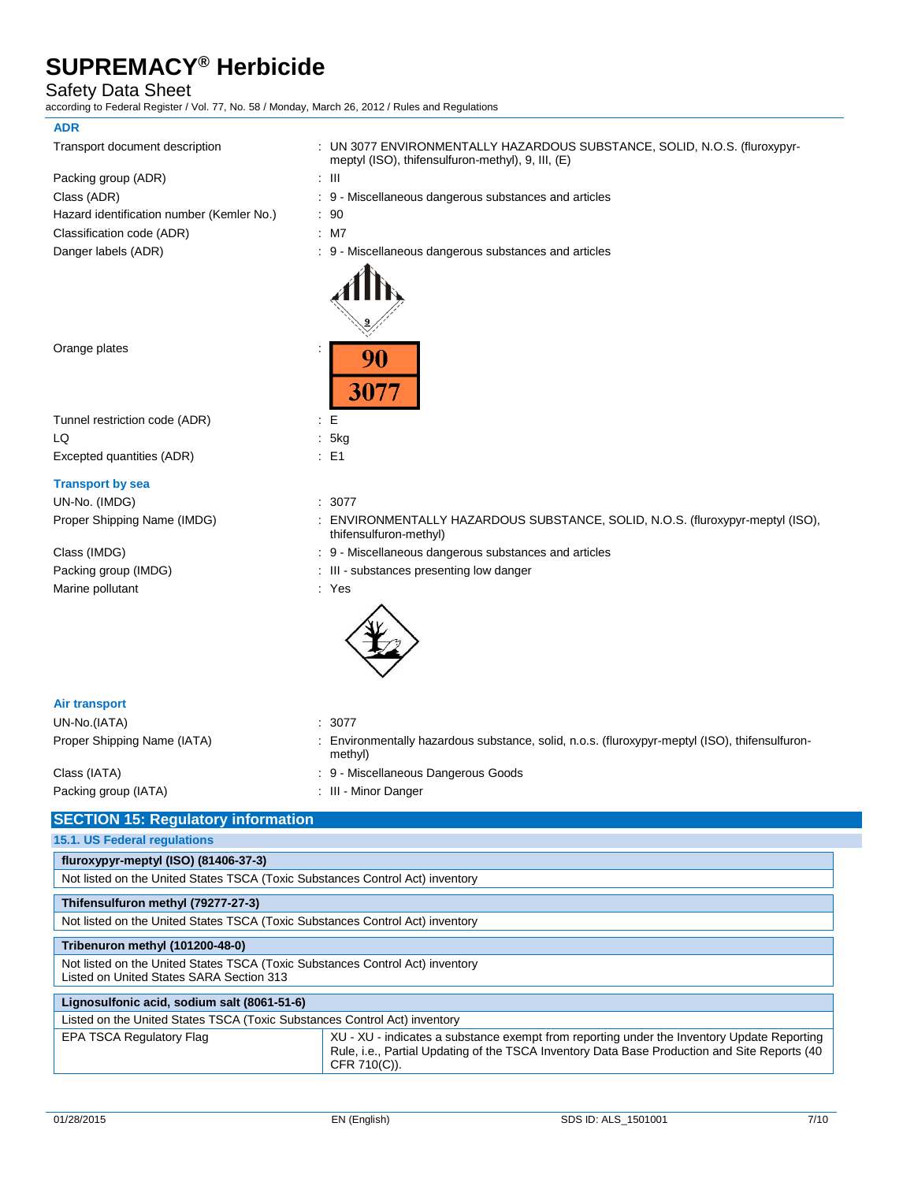### ADR

Transport document description : UN 3077 ENVIRONMENTALLY HAZARDOUS SUBSTANCE, SOLID, N.O.S. (fluroxypyr-meptyl (ISO), thifensulfuron-methyl), 9, III, (E)

Packing group (ADR) : III

Class (ADR) : 9 - Miscellaneous dangerous substances and articles

Hazard identification number (Kemler No.) : 90

Classification code (ADR) : M7

Danger labels (ADR) : 9 - Miscellaneous dangerous substances and articles

Orange plates : 90 / 3077

Tunnel restriction code (ADR) : E

LQ : 5kg

Excepted quantities (ADR) : E1

### Transport by sea

UN-No. (IMDG) : 3077

Proper Shipping Name (IMDG) : ENVIRONMENTALLY HAZARDOUS SUBSTANCE, SOLID, N.O.S. (fluroxypyr-meptyl (ISO), thifensulfuron-methyl)

Class (IMDG) : 9 - Miscellaneous dangerous substances and articles

Packing group (IMDG) : III - substances presenting low danger

Marine pollutant : Yes

### Air transport

UN-No.(IATA) : 3077

Proper Shipping Name (IATA) : Environmentally hazardous substance, solid, n.o.s. (fluroxypyr-meptyl (ISO), thifensulfuron-methyl)

Class (IATA) : 9 - Miscellaneous Dangerous Goods

Packing group (IATA) : III - Minor Danger

## SECTION 15: Regulatory information

### 15.1. US Federal regulations

**fluroxypyr-meptyl (ISO) (81406-37-3)**

Not listed on the United States TSCA (Toxic Substances Control Act) inventory

**Thifensulfuron methyl (79277-27-3)**

Not listed on the United States TSCA (Toxic Substances Control Act) inventory

**Tribenuron methyl (101200-48-0)**

Not listed on the United States TSCA (Toxic Substances Control Act) inventory
Listed on United States SARA Section 313

**Lignosulfonic acid, sodium salt (8061-51-6)**

Listed on the United States TSCA (Toxic Substances Control Act) inventory

| EPA TSCA Regulatory Flag | XU - XU - indicates a substance exempt from reporting under the Inventory Update Reporting Rule, i.e., Partial Updating of the TSCA Inventory Data Base Production and Site Reports (40 CFR 710(C)). |
|---|---|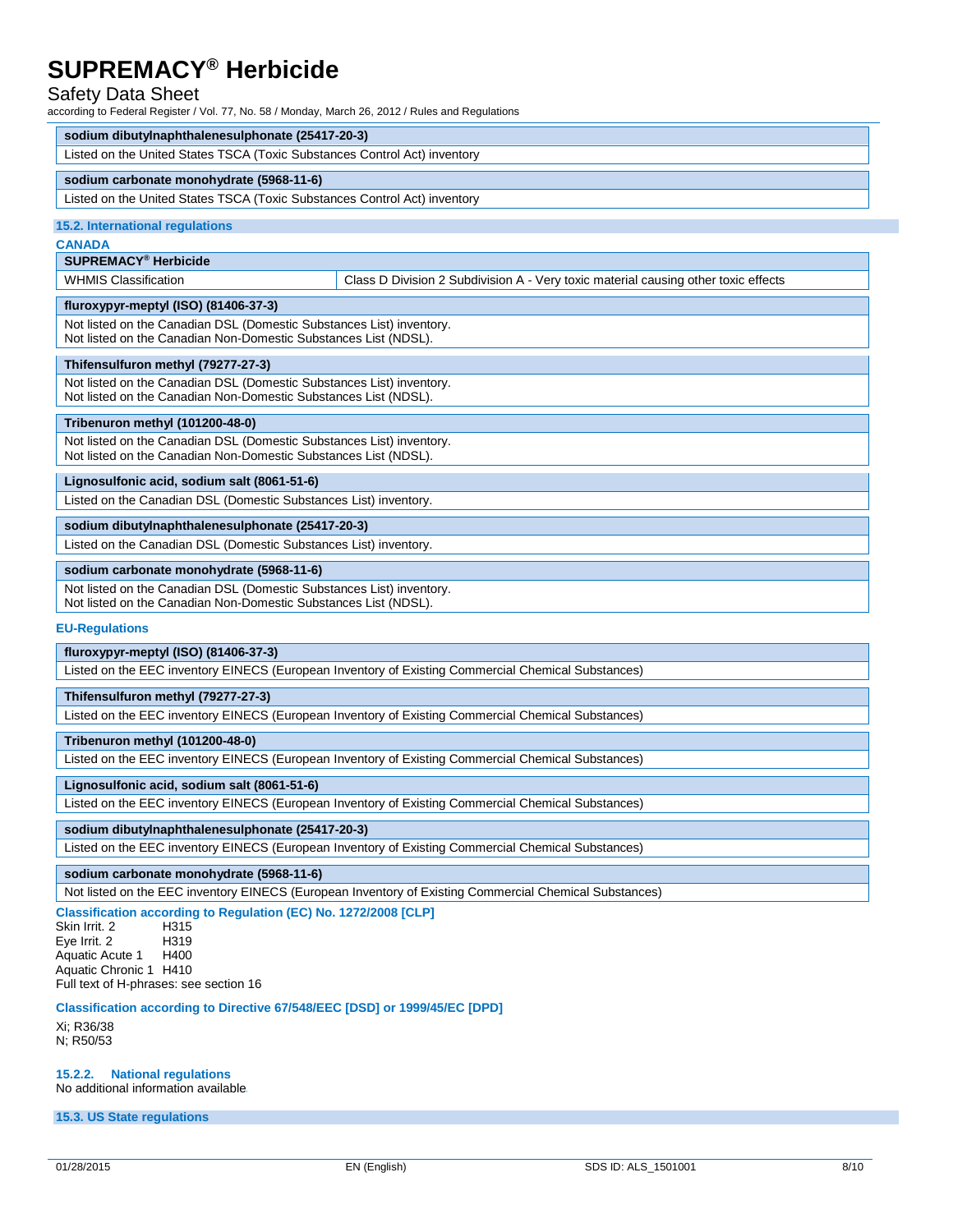| sodium dibutylnaphthalenesulphonate (25417-20-3) |
|---|
| Listed on the United States TSCA (Toxic Substances Control Act) inventory |

| sodium carbonate monohydrate (5968-11-6) |
|---|
| Listed on the United States TSCA (Toxic Substances Control Act) inventory |

### 15.2. International regulations

**CANADA**

| SUPREMACY® Herbicide | |
|---|---|
| WHMIS Classification | Class D Division 2 Subdivision A - Very toxic material causing other toxic effects |

| fluroxypyr-meptyl (ISO) (81406-37-3) |
|---|
| Not listed on the Canadian DSL (Domestic Substances List) inventory.<br>Not listed on the Canadian Non-Domestic Substances List (NDSL). |

| Thifensulfuron methyl (79277-27-3) |
|---|
| Not listed on the Canadian DSL (Domestic Substances List) inventory.<br>Not listed on the Canadian Non-Domestic Substances List (NDSL). |

| Tribenuron methyl (101200-48-0) |
|---|
| Not listed on the Canadian DSL (Domestic Substances List) inventory.<br>Not listed on the Canadian Non-Domestic Substances List (NDSL). |

| Lignosulfonic acid, sodium salt (8061-51-6) |
|---|
| Listed on the Canadian DSL (Domestic Substances List) inventory. |

| sodium dibutylnaphthalenesulphonate (25417-20-3) |
|---|
| Listed on the Canadian DSL (Domestic Substances List) inventory. |

| sodium carbonate monohydrate (5968-11-6) |
|---|
| Not listed on the Canadian DSL (Domestic Substances List) inventory.<br>Not listed on the Canadian Non-Domestic Substances List (NDSL). |

**EU-Regulations**

| fluroxypyr-meptyl (ISO) (81406-37-3) |
|---|
| Listed on the EEC inventory EINECS (European Inventory of Existing Commercial Chemical Substances) |

| Thifensulfuron methyl (79277-27-3) |
|---|
| Listed on the EEC inventory EINECS (European Inventory of Existing Commercial Chemical Substances) |

| Tribenuron methyl (101200-48-0) |
|---|
| Listed on the EEC inventory EINECS (European Inventory of Existing Commercial Chemical Substances) |

| Lignosulfonic acid, sodium salt (8061-51-6) |
|---|
| Listed on the EEC inventory EINECS (European Inventory of Existing Commercial Chemical Substances) |

| sodium dibutylnaphthalenesulphonate (25417-20-3) |
|---|
| Listed on the EEC inventory EINECS (European Inventory of Existing Commercial Chemical Substances) |

| sodium carbonate monohydrate (5968-11-6) |
|---|
| Not listed on the EEC inventory EINECS (European Inventory of Existing Commercial Chemical Substances) |

**Classification according to Regulation (EC) No. 1272/2008 [CLP]**

Skin Irrit. 2 H315
Eye Irrit. 2 H319
Aquatic Acute 1 H400
Aquatic Chronic 1 H410
Full text of H-phrases: see section 16

**Classification according to Directive 67/548/EEC [DSD] or 1999/45/EC [DPD]**

Xi; R36/38
N; R50/53

#### 15.2.2. National regulations

No additional information available

### 15.3. US State regulations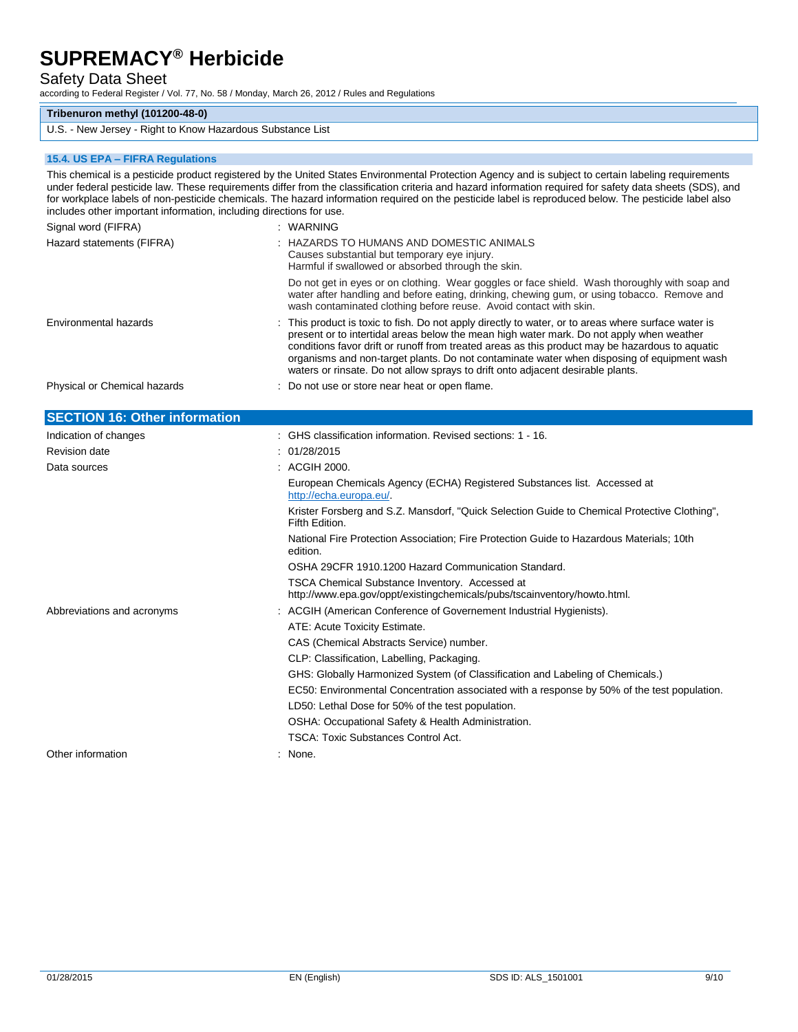| Tribenuron methyl (101200-48-0) |
| --- |
| U.S. - New Jersey - Right to Know Hazardous Substance List |

### 15.4. US EPA – FIFRA Regulations

This chemical is a pesticide product registered by the United States Environmental Protection Agency and is subject to certain labeling requirements under federal pesticide law. These requirements differ from the classification criteria and hazard information required for safety data sheets (SDS), and for workplace labels of non-pesticide chemicals. The hazard information required on the pesticide label is reproduced below. The pesticide label also includes other important information, including directions for use.

| | |
| --- | --- |
| Signal word (FIFRA) | : WARNING |
| Hazard statements (FIFRA) | : HAZARDS TO HUMANS AND DOMESTIC ANIMALS<br>Causes substantial but temporary eye injury.<br>Harmful if swallowed or absorbed through the skin.<br><br>Do not get in eyes or on clothing. Wear goggles or face shield. Wash thoroughly with soap and water after handling and before eating, drinking, chewing gum, or using tobacco. Remove and wash contaminated clothing before reuse. Avoid contact with skin. |
| Environmental hazards | : This product is toxic to fish. Do not apply directly to water, or to areas where surface water is present or to intertidal areas below the mean high water mark. Do not apply when weather conditions favor drift or runoff from treated areas as this product may be hazardous to aquatic organisms and non-target plants. Do not contaminate water when disposing of equipment wash waters or rinsate. Do not allow sprays to drift onto adjacent desirable plants. |
| Physical or Chemical hazards | : Do not use or store near heat or open flame. |

## SECTION 16: Other information

| | |
| --- | --- |
| Indication of changes | : GHS classification information. Revised sections: 1 - 16. |
| Revision date | : 01/28/2015 |
| Data sources | : ACGIH 2000.<br><br>European Chemicals Agency (ECHA) Registered Substances list. Accessed at http://echa.europa.eu/.<br><br>Krister Forsberg and S.Z. Mansdorf, "Quick Selection Guide to Chemical Protective Clothing", Fifth Edition.<br><br>National Fire Protection Association; Fire Protection Guide to Hazardous Materials; 10th edition.<br><br>OSHA 29CFR 1910.1200 Hazard Communication Standard.<br><br>TSCA Chemical Substance Inventory. Accessed at http://www.epa.gov/oppt/existingchemicals/pubs/tscainventory/howto.html. |
| Abbreviations and acronyms | : ACGIH (American Conference of Governement Industrial Hygienists).<br><br>ATE: Acute Toxicity Estimate.<br><br>CAS (Chemical Abstracts Service) number.<br><br>CLP: Classification, Labelling, Packaging.<br><br>GHS: Globally Harmonized System (of Classification and Labeling of Chemicals.)<br><br>EC50: Environmental Concentration associated with a response by 50% of the test population.<br><br>LD50: Lethal Dose for 50% of the test population.<br><br>OSHA: Occupational Safety & Health Administration.<br><br>TSCA: Toxic Substances Control Act. |
| Other information | : None. |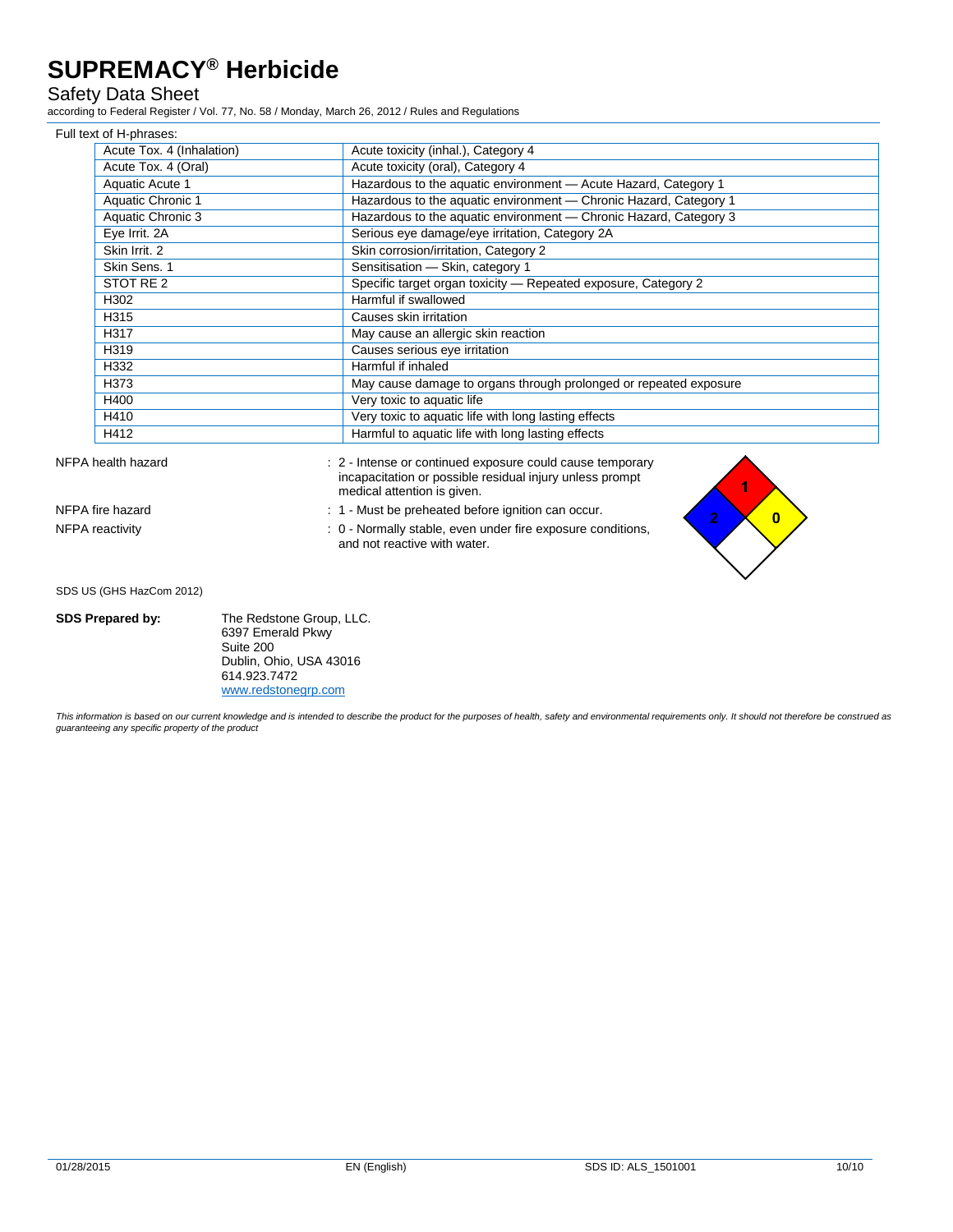Full text of H-phrases:

| | |
|---|---|
| Acute Tox. 4 (Inhalation) | Acute toxicity (inhal.), Category 4 |
| Acute Tox. 4 (Oral) | Acute toxicity (oral), Category 4 |
| Aquatic Acute 1 | Hazardous to the aquatic environment — Acute Hazard, Category 1 |
| Aquatic Chronic 1 | Hazardous to the aquatic environment — Chronic Hazard, Category 1 |
| Aquatic Chronic 3 | Hazardous to the aquatic environment — Chronic Hazard, Category 3 |
| Eye Irrit. 2A | Serious eye damage/eye irritation, Category 2A |
| Skin Irrit. 2 | Skin corrosion/irritation, Category 2 |
| Skin Sens. 1 | Sensitisation — Skin, category 1 |
| STOT RE 2 | Specific target organ toxicity — Repeated exposure, Category 2 |
| H302 | Harmful if swallowed |
| H315 | Causes skin irritation |
| H317 | May cause an allergic skin reaction |
| H319 | Causes serious eye irritation |
| H332 | Harmful if inhaled |
| H373 | May cause damage to organs through prolonged or repeated exposure |
| H400 | Very toxic to aquatic life |
| H410 | Very toxic to aquatic life with long lasting effects |
| H412 | Harmful to aquatic life with long lasting effects |

NFPA health hazard : 2 - Intense or continued exposure could cause temporary incapacitation or possible residual injury unless prompt medical attention is given.

NFPA fire hazard : 1 - Must be preheated before ignition can occur.

NFPA reactivity : 0 - Normally stable, even under fire exposure conditions, and not reactive with water.

1
2 0

SDS US (GHS HazCom 2012)

**SDS Prepared by:**

The Redstone Group, LLC.
6397 Emerald Pkwy
Suite 200
Dublin, Ohio, USA 43016
614.923.7472
www.redstonegrp.com

*This information is based on our current knowledge and is intended to describe the product for the purposes of health, safety and environmental requirements only. It should not therefore be construed as guaranteeing any specific property of the product*